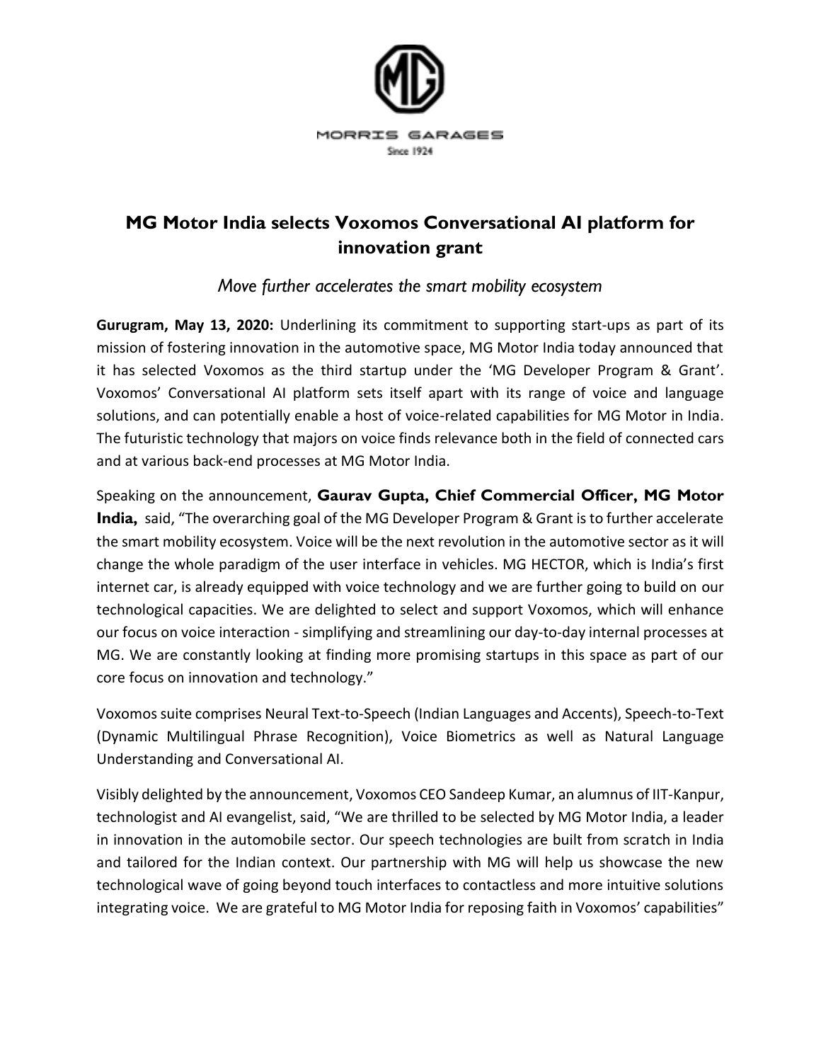MORRIS GARAGES
Since 1924

# MG Motor India selects Voxomos Conversational AI platform for innovation grant

*Move further accelerates the smart mobility ecosystem*

**Gurugram, May 13, 2020:** Underlining its commitment to supporting start-ups as part of its mission of fostering innovation in the automotive space, MG Motor India today announced that it has selected Voxomos as the third startup under the 'MG Developer Program & Grant'. Voxomos' Conversational AI platform sets itself apart with its range of voice and language solutions, and can potentially enable a host of voice-related capabilities for MG Motor in India. The futuristic technology that majors on voice finds relevance both in the field of connected cars and at various back-end processes at MG Motor India.

Speaking on the announcement, **Gaurav Gupta, Chief Commercial Officer, MG Motor India,** said, "The overarching goal of the MG Developer Program & Grant is to further accelerate the smart mobility ecosystem. Voice will be the next revolution in the automotive sector as it will change the whole paradigm of the user interface in vehicles. MG HECTOR, which is India's first internet car, is already equipped with voice technology and we are further going to build on our technological capacities. We are delighted to select and support Voxomos, which will enhance our focus on voice interaction - simplifying and streamlining our day-to-day internal processes at MG. We are constantly looking at finding more promising startups in this space as part of our core focus on innovation and technology."

Voxomos suite comprises Neural Text-to-Speech (Indian Languages and Accents), Speech-to-Text (Dynamic Multilingual Phrase Recognition), Voice Biometrics as well as Natural Language Understanding and Conversational AI.

Visibly delighted by the announcement, Voxomos CEO Sandeep Kumar, an alumnus of IIT-Kanpur, technologist and AI evangelist, said, "We are thrilled to be selected by MG Motor India, a leader in innovation in the automobile sector. Our speech technologies are built from scratch in India and tailored for the Indian context. Our partnership with MG will help us showcase the new technological wave of going beyond touch interfaces to contactless and more intuitive solutions integrating voice. We are grateful to MG Motor India for reposing faith in Voxomos' capabilities"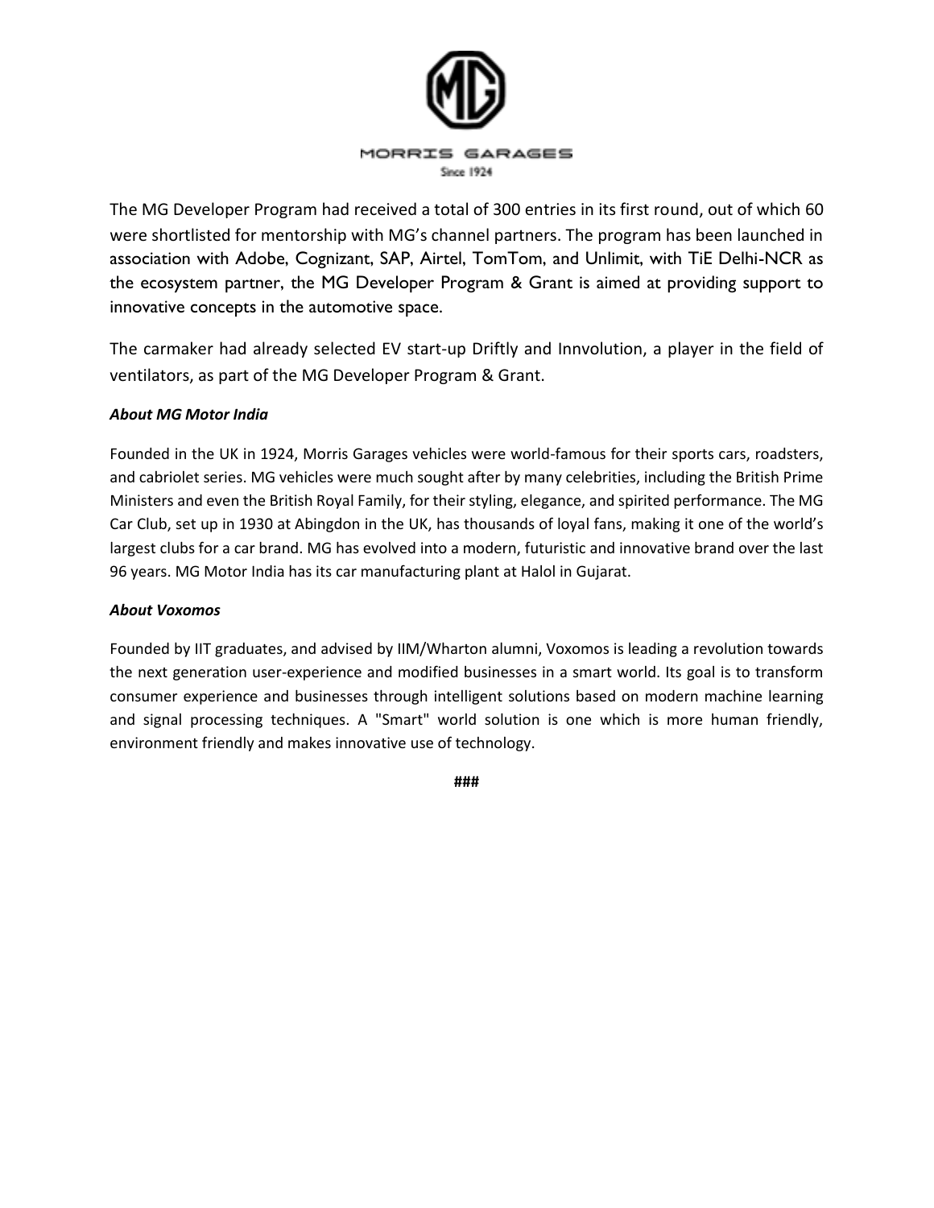The MG Developer Program had received a total of 300 entries in its first round, out of which 60 were shortlisted for mentorship with MG's channel partners. The program has been launched in association with Adobe, Cognizant, SAP, Airtel, TomTom, and Unlimit, with TiE Delhi-NCR as the ecosystem partner, the MG Developer Program & Grant is aimed at providing support to innovative concepts in the automotive space.

The carmaker had already selected EV start-up Driftly and Innvolution, a player in the field of ventilators, as part of the MG Developer Program & Grant.

***About MG Motor India***

Founded in the UK in 1924, Morris Garages vehicles were world-famous for their sports cars, roadsters, and cabriolet series. MG vehicles were much sought after by many celebrities, including the British Prime Ministers and even the British Royal Family, for their styling, elegance, and spirited performance. The MG Car Club, set up in 1930 at Abingdon in the UK, has thousands of loyal fans, making it one of the world's largest clubs for a car brand. MG has evolved into a modern, futuristic and innovative brand over the last 96 years. MG Motor India has its car manufacturing plant at Halol in Gujarat.

***About Voxomos***

Founded by IIT graduates, and advised by IIM/Wharton alumni, Voxomos is leading a revolution towards the next generation user-experience and modified businesses in a smart world. Its goal is to transform consumer experience and businesses through intelligent solutions based on modern machine learning and signal processing techniques. A "Smart" world solution is one which is more human friendly, environment friendly and makes innovative use of technology.

**###**